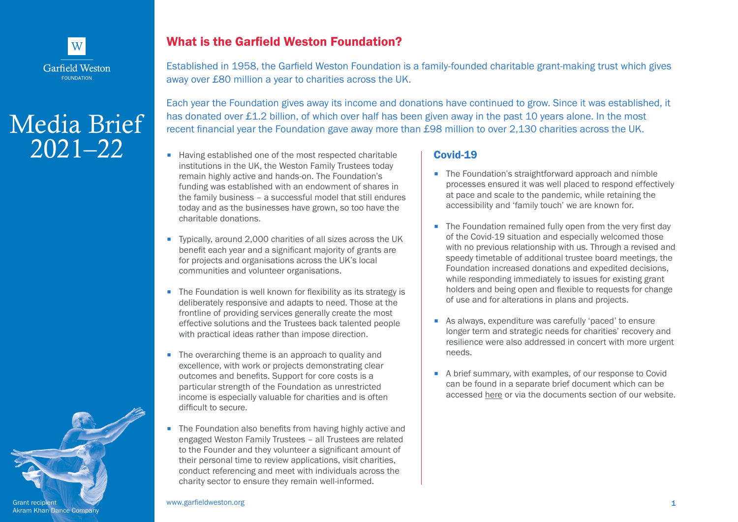Garfield Weston FOUNDATION

# Media Brief 2021–22

## What is the Garfield Weston Foundation?

Established in 1958, the Garfield Weston Foundation is a family-founded charitable grant-making trust which gives away over £80 million a year to charities across the UK.

Each year the Foundation gives away its income and donations have continued to grow. Since it was established, it has donated over £1.2 billion, of which over half has been given away in the past 10 years alone. In the most recent financial year the Foundation gave away more than £98 million to over 2,130 charities across the UK.

- Having established one of the most respected charitable institutions in the UK, the Weston Family Trustees today remain highly active and hands-on. The Foundation's funding was established with an endowment of shares in the family business – a successful model that still endures today and as the businesses have grown, so too have the charitable donations.
- Typically, around 2,000 charities of all sizes across the UK benefit each year and a significant majority of grants are for projects and organisations across the UK's local communities and volunteer organisations.
- The Foundation is well known for flexibility as its strategy is deliberately responsive and adapts to need. Those at the frontline of providing services generally create the most effective solutions and the Trustees back talented people with practical ideas rather than impose direction.
- The overarching theme is an approach to quality and excellence, with work or projects demonstrating clear outcomes and benefits. Support for core costs is a particular strength of the Foundation as unrestricted income is especially valuable for charities and is often difficult to secure.
- The Foundation also benefits from having highly active and engaged Weston Family Trustees – all Trustees are related to the Founder and they volunteer a significant amount of their personal time to review applications, visit charities, conduct referencing and meet with individuals across the charity sector to ensure they remain well-informed.

### Covid-19

- The Foundation's straightforward approach and nimble processes ensured it was well placed to respond effectively at pace and scale to the pandemic, while retaining the accessibility and 'family touch' we are known for.
- The Foundation remained fully open from the very first day of the Covid-19 situation and especially welcomed those with no previous relationship with us. Through a revised and speedy timetable of additional trustee board meetings, the Foundation increased donations and expedited decisions, while responding immediately to issues for existing grant holders and being open and flexible to requests for change of use and for alterations in plans and projects.
- As always, expenditure was carefully 'paced' to ensure longer term and strategic needs for charities' recovery and resilience were also addressed in concert with more urgent needs.
- A brief summary, with examples, of our response to Covid can be found in a separate brief document which can be accessed here or via the documents section of our website.

Grant recipient Akram Khan Dance Company

www.garfieldweston.org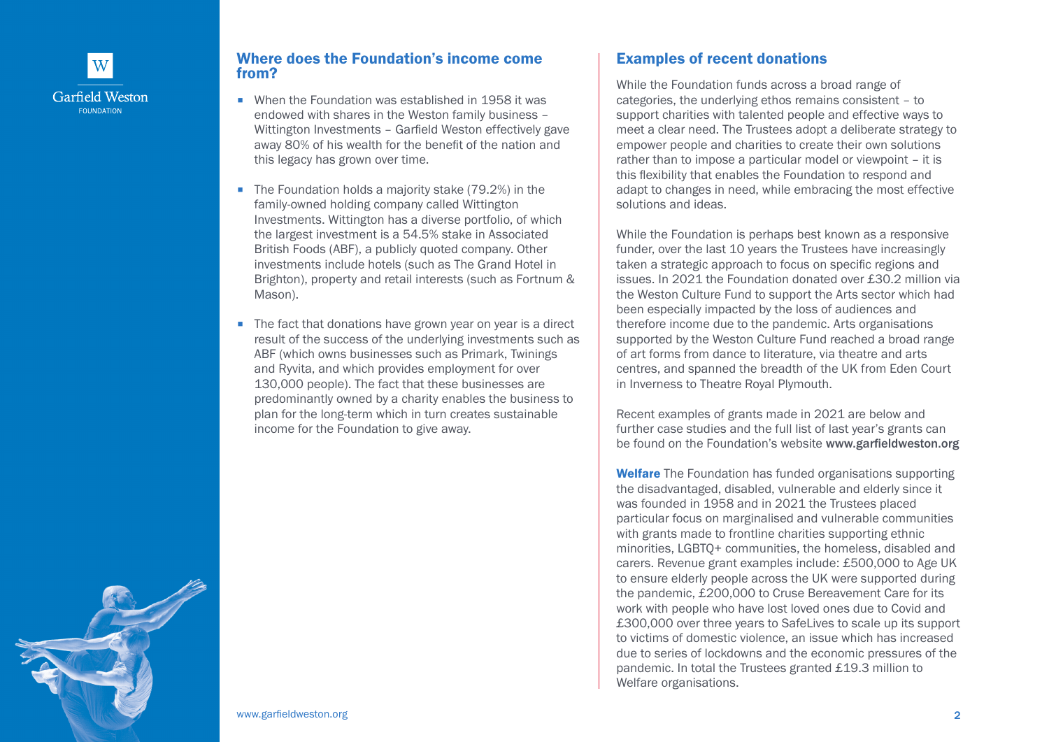## Where does the Foundation's income come from?

- When the Foundation was established in 1958 it was endowed with shares in the Weston family business – Wittington Investments – Garfield Weston effectively gave away 80% of his wealth for the benefit of the nation and this legacy has grown over time.
- The Foundation holds a majority stake (79.2%) in the family-owned holding company called Wittington Investments. Wittington has a diverse portfolio, of which the largest investment is a 54.5% stake in Associated British Foods (ABF), a publicly quoted company. Other investments include hotels (such as The Grand Hotel in Brighton), property and retail interests (such as Fortnum & Mason).
- The fact that donations have grown year on year is a direct result of the success of the underlying investments such as ABF (which owns businesses such as Primark, Twinings and Ryvita, and which provides employment for over 130,000 people). The fact that these businesses are predominantly owned by a charity enables the business to plan for the long-term which in turn creates sustainable income for the Foundation to give away.

## Examples of recent donations

While the Foundation funds across a broad range of categories, the underlying ethos remains consistent – to support charities with talented people and effective ways to meet a clear need. The Trustees adopt a deliberate strategy to empower people and charities to create their own solutions rather than to impose a particular model or viewpoint – it is this flexibility that enables the Foundation to respond and adapt to changes in need, while embracing the most effective solutions and ideas.

While the Foundation is perhaps best known as a responsive funder, over the last 10 years the Trustees have increasingly taken a strategic approach to focus on specific regions and issues. In 2021 the Foundation donated over £30.2 million via the Weston Culture Fund to support the Arts sector which had been especially impacted by the loss of audiences and therefore income due to the pandemic. Arts organisations supported by the Weston Culture Fund reached a broad range of art forms from dance to literature, via theatre and arts centres, and spanned the breadth of the UK from Eden Court in Inverness to Theatre Royal Plymouth.

Recent examples of grants made in 2021 are below and further case studies and the full list of last year's grants can be found on the Foundation's website **www.garfieldweston.org**

**Welfare** The Foundation has funded organisations supporting the disadvantaged, disabled, vulnerable and elderly since it was founded in 1958 and in 2021 the Trustees placed particular focus on marginalised and vulnerable communities with grants made to frontline charities supporting ethnic minorities, LGBTQ+ communities, the homeless, disabled and carers. Revenue grant examples include: £500,000 to Age UK to ensure elderly people across the UK were supported during the pandemic, £200,000 to Cruse Bereavement Care for its work with people who have lost loved ones due to Covid and £300,000 over three years to SafeLives to scale up its support to victims of domestic violence, an issue which has increased due to series of lockdowns and the economic pressures of the pandemic. In total the Trustees granted £19.3 million to Welfare organisations.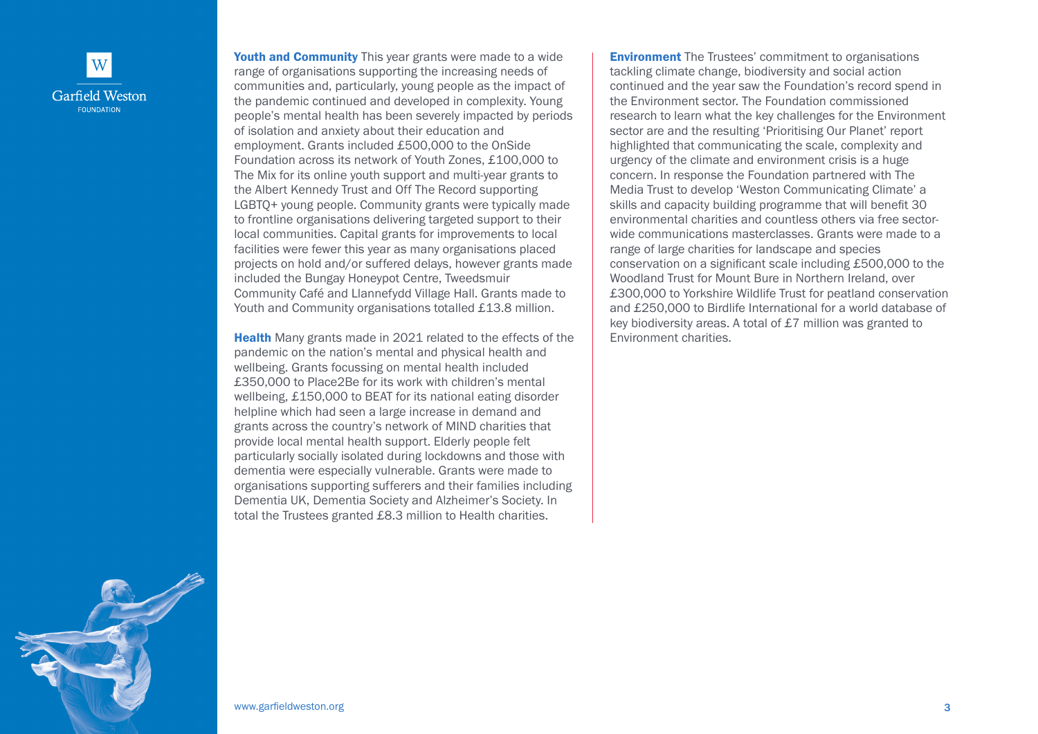**Youth and Community** This year grants were made to a wide range of organisations supporting the increasing needs of communities and, particularly, young people as the impact of the pandemic continued and developed in complexity. Young people's mental health has been severely impacted by periods of isolation and anxiety about their education and employment. Grants included £500,000 to the OnSide Foundation across its network of Youth Zones, £100,000 to The Mix for its online youth support and multi-year grants to the Albert Kennedy Trust and Off The Record supporting LGBTQ+ young people. Community grants were typically made to frontline organisations delivering targeted support to their local communities. Capital grants for improvements to local facilities were fewer this year as many organisations placed projects on hold and/or suffered delays, however grants made included the Bungay Honeypot Centre, Tweedsmuir Community Café and Llannefydd Village Hall. Grants made to Youth and Community organisations totalled £13.8 million.

**Health** Many grants made in 2021 related to the effects of the pandemic on the nation's mental and physical health and wellbeing. Grants focussing on mental health included £350,000 to Place2Be for its work with children's mental wellbeing, £150,000 to BEAT for its national eating disorder helpline which had seen a large increase in demand and grants across the country's network of MIND charities that provide local mental health support. Elderly people felt particularly socially isolated during lockdowns and those with dementia were especially vulnerable. Grants were made to organisations supporting sufferers and their families including Dementia UK, Dementia Society and Alzheimer's Society. In total the Trustees granted £8.3 million to Health charities.

**Environment** The Trustees' commitment to organisations tackling climate change, biodiversity and social action continued and the year saw the Foundation's record spend in the Environment sector. The Foundation commissioned research to learn what the key challenges for the Environment sector are and the resulting 'Prioritising Our Planet' report highlighted that communicating the scale, complexity and urgency of the climate and environment crisis is a huge concern. In response the Foundation partnered with The Media Trust to develop 'Weston Communicating Climate' a skills and capacity building programme that will benefit 30 environmental charities and countless others via free sector-wide communications masterclasses. Grants were made to a range of large charities for landscape and species conservation on a significant scale including £500,000 to the Woodland Trust for Mount Bure in Northern Ireland, over £300,000 to Yorkshire Wildlife Trust for peatland conservation and £250,000 to Birdlife International for a world database of key biodiversity areas. A total of £7 million was granted to Environment charities.